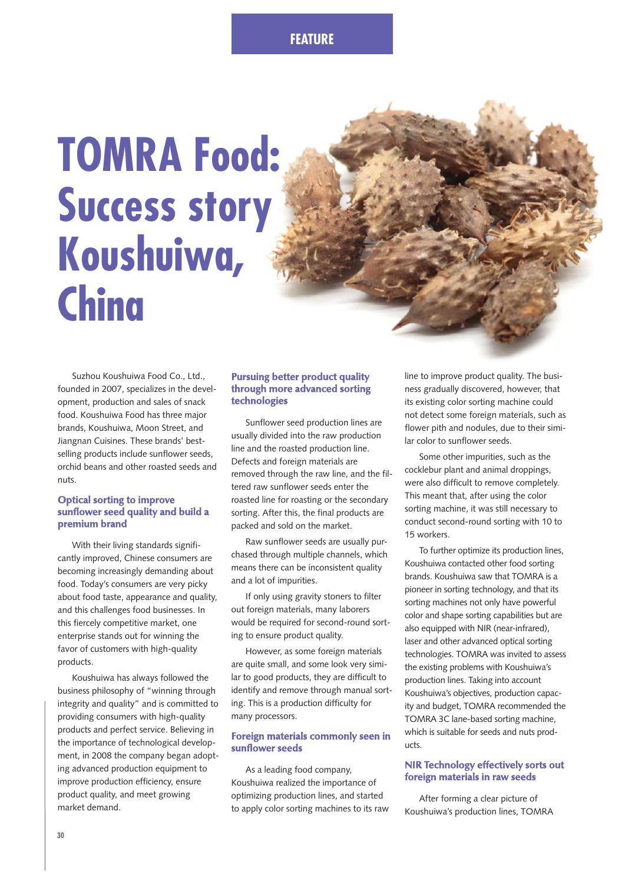# TOMRA Food: Success story Koushuiwa, China

Suzhou Koushuiwa Food Co., Ltd., founded in 2007, specializes in the development, production and sales of snack food. Koushuiwa Food has three major brands, Koushuiwa, Moon Street, and Jiangnan Cuisines. These brands' best-selling products include sunflower seeds, orchid beans and other roasted seeds and nuts.

## Optical sorting to improve sunflower seed quality and build a premium brand

With their living standards significantly improved, Chinese consumers are becoming increasingly demanding about food. Today's consumers are very picky about food taste, appearance and quality, and this challenges food businesses. In this fiercely competitive market, one enterprise stands out for winning the favor of customers with high-quality products.

Koushuiwa has always followed the business philosophy of "winning through integrity and quality" and is committed to providing consumers with high-quality products and perfect service. Believing in the importance of technological development, in 2008 the company began adopting advanced production equipment to improve production efficiency, ensure product quality, and meet growing market demand.

## Pursuing better product quality through more advanced sorting technologies

Sunflower seed production lines are usually divided into the raw production line and the roasted production line. Defects and foreign materials are removed through the raw line, and the filtered raw sunflower seeds enter the roasted line for roasting or the secondary sorting. After this, the final products are packed and sold on the market.

Raw sunflower seeds are usually purchased through multiple channels, which means there can be inconsistent quality and a lot of impurities.

If only using gravity stoners to filter out foreign materials, many laborers would be required for second-round sorting to ensure product quality.

However, as some foreign materials are quite small, and some look very similar to good products, they are difficult to identify and remove through manual sorting. This is a production difficulty for many processors.

## Foreign materials commonly seen in sunflower seeds

As a leading food company, Koushuiwa realized the importance of optimizing production lines, and started to apply color sorting machines to its raw line to improve product quality. The business gradually discovered, however, that its existing color sorting machine could not detect some foreign materials, such as flower pith and nodules, due to their similar color to sunflower seeds.

Some other impurities, such as the cocklebur plant and animal droppings, were also difficult to remove completely. This meant that, after using the color sorting machine, it was still necessary to conduct second-round sorting with 10 to 15 workers.

To further optimize its production lines, Koushuiwa contacted other food sorting brands. Koushuiwa saw that TOMRA is a pioneer in sorting technology, and that its sorting machines not only have powerful color and shape sorting capabilities but are also equipped with NIR (near-infrared), laser and other advanced optical sorting technologies. TOMRA was invited to assess the existing problems with Koushuiwa's production lines. Taking into account Koushuiwa's objectives, production capacity and budget, TOMRA recommended the TOMRA 3C lane-based sorting machine, which is suitable for seeds and nuts products.

## NIR Technology effectively sorts out foreign materials in raw seeds

After forming a clear picture of Koushuiwa's production lines, TOMRA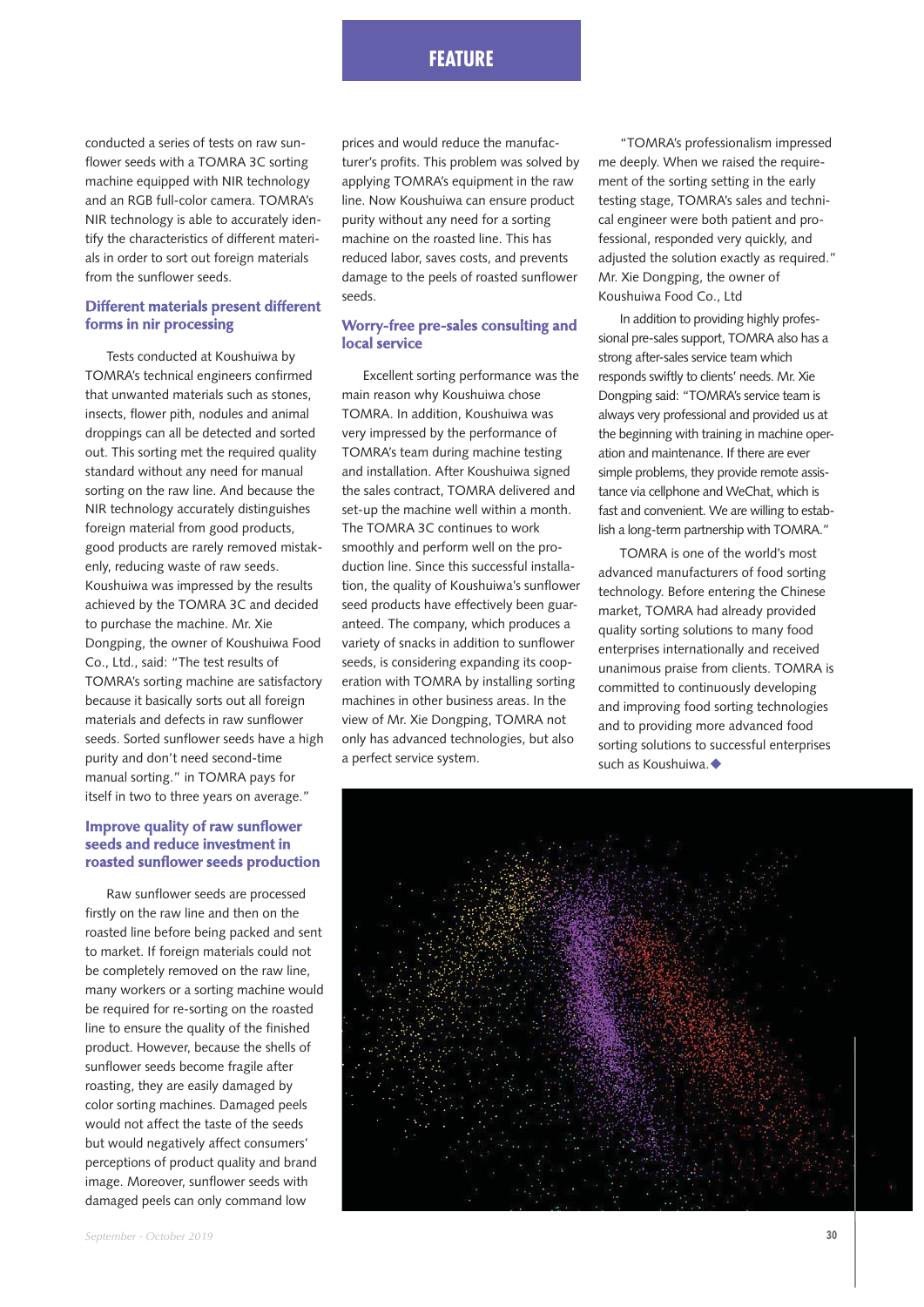conducted a series of tests on raw sunflower seeds with a TOMRA 3C sorting machine equipped with NIR technology and an RGB full-color camera. TOMRA's NIR technology is able to accurately identify the characteristics of different materials in order to sort out foreign materials from the sunflower seeds.

## Different materials present different forms in nir processing

Tests conducted at Koushuiwa by TOMRA's technical engineers confirmed that unwanted materials such as stones, insects, flower pith, nodules and animal droppings can all be detected and sorted out. This sorting met the required quality standard without any need for manual sorting on the raw line. And because the NIR technology accurately distinguishes foreign material from good products, good products are rarely removed mistakenly, reducing waste of raw seeds. Koushuiwa was impressed by the results achieved by the TOMRA 3C and decided to purchase the machine. Mr. Xie Dongping, the owner of Koushuiwa Food Co., Ltd., said: "The test results of TOMRA's sorting machine are satisfactory because it basically sorts out all foreign materials and defects in raw sunflower seeds. Sorted sunflower seeds have a high purity and don't need second-time manual sorting." in TOMRA pays for itself in two to three years on average."

## Improve quality of raw sunflower seeds and reduce investment in roasted sunflower seeds production

Raw sunflower seeds are processed firstly on the raw line and then on the roasted line before being packed and sent to market. If foreign materials could not be completely removed on the raw line, many workers or a sorting machine would be required for re-sorting on the roasted line to ensure the quality of the finished product. However, because the shells of sunflower seeds become fragile after roasting, they are easily damaged by color sorting machines. Damaged peels would not affect the taste of the seeds but would negatively affect consumers' perceptions of product quality and brand image. Moreover, sunflower seeds with damaged peels can only command low prices and would reduce the manufacturer's profits. This problem was solved by applying TOMRA's equipment in the raw line. Now Koushuiwa can ensure product purity without any need for a sorting machine on the roasted line. This has reduced labor, saves costs, and prevents damage to the peels of roasted sunflower seeds.

## Worry-free pre-sales consulting and local service

Excellent sorting performance was the main reason why Koushuiwa chose TOMRA. In addition, Koushuiwa was very impressed by the performance of TOMRA's team during machine testing and installation. After Koushuiwa signed the sales contract, TOMRA delivered and set-up the machine well within a month. The TOMRA 3C continues to work smoothly and perform well on the production line. Since this successful installation, the quality of Koushuiwa's sunflower seed products have effectively been guaranteed. The company, which produces a variety of snacks in addition to sunflower seeds, is considering expanding its cooperation with TOMRA by installing sorting machines in other business areas. In the view of Mr. Xie Dongping, TOMRA not only has advanced technologies, but also a perfect service system.

"TOMRA's professionalism impressed me deeply. When we raised the requirement of the sorting setting in the early testing stage, TOMRA's sales and technical engineer were both patient and professional, responded very quickly, and adjusted the solution exactly as required." Mr. Xie Dongping, the owner of Koushuiwa Food Co., Ltd

In addition to providing highly professional pre-sales support, TOMRA also has a strong after-sales service team which responds swiftly to clients' needs. Mr. Xie Dongping said: "TOMRA's service team is always very professional and provided us at the beginning with training in machine operation and maintenance. If there are ever simple problems, they provide remote assistance via cellphone and WeChat, which is fast and convenient. We are willing to establish a long-term partnership with TOMRA."

TOMRA is one of the world's most advanced manufacturers of food sorting technology. Before entering the Chinese market, TOMRA had already provided quality sorting solutions to many food enterprises internationally and received unanimous praise from clients. TOMRA is committed to continuously developing and improving food sorting technologies and to providing more advanced food sorting solutions to successful enterprises such as Koushuiwa.◆